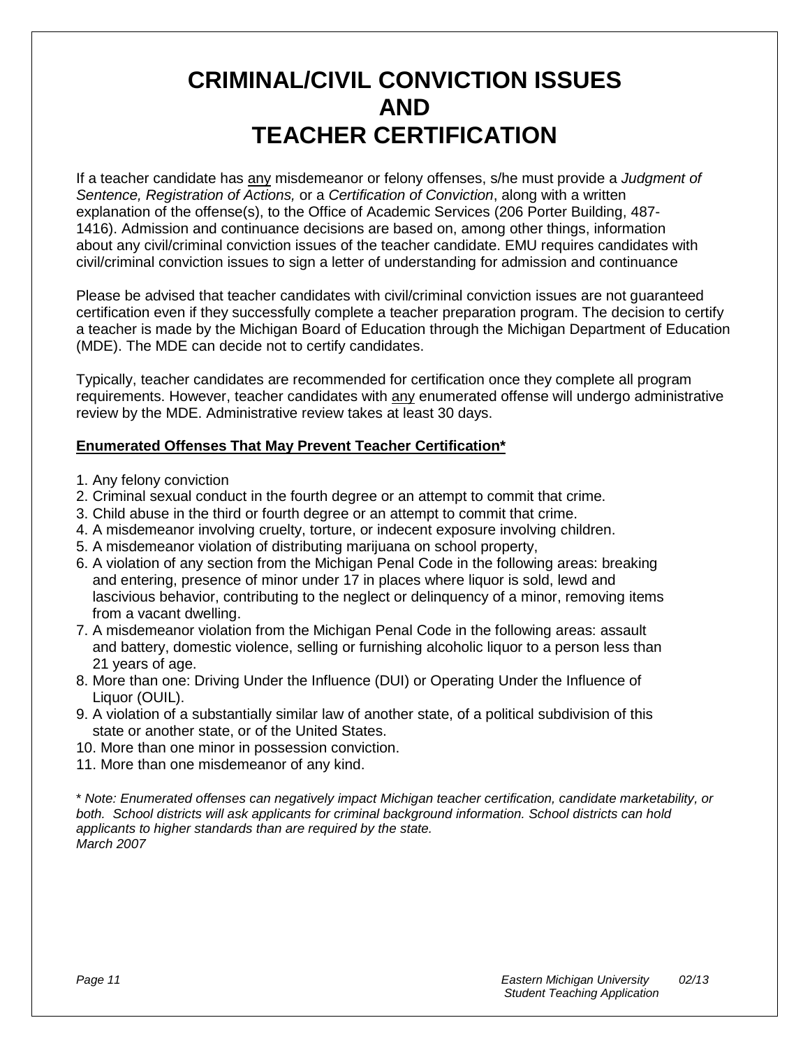# CRIMINAL/CIVIL CONVICTION ISSUES AND TEACHER CERTIFICATION

If a teacher candidate has <u>any</u> misdemeanor or felony offenses, s/he must provide a *Judgment of Sentence, Registration of Actions,* or a *Certification of Conviction*, along with a written explanation of the offense(s), to the Office of Academic Services (206 Porter Building, 487-1416). Admission and continuance decisions are based on, among other things, information about any civil/criminal conviction issues of the teacher candidate. EMU requires candidates with civil/criminal conviction issues to sign a letter of understanding for admission and continuance

Please be advised that teacher candidates with civil/criminal conviction issues are not guaranteed certification even if they successfully complete a teacher preparation program. The decision to certify a teacher is made by the Michigan Board of Education through the Michigan Department of Education (MDE). The MDE can decide not to certify candidates.

Typically, teacher candidates are recommended for certification once they complete all program requirements. However, teacher candidates with <u>any</u> enumerated offense will undergo administrative review by the MDE. Administrative review takes at least 30 days.

**<u>Enumerated Offenses That May Prevent Teacher Certification*</u>**

1. Any felony conviction
2. Criminal sexual conduct in the fourth degree or an attempt to commit that crime.
3. Child abuse in the third or fourth degree or an attempt to commit that crime.
4. A misdemeanor involving cruelty, torture, or indecent exposure involving children.
5. A misdemeanor violation of distributing marijuana on school property,
6. A violation of any section from the Michigan Penal Code in the following areas: breaking and entering, presence of minor under 17 in places where liquor is sold, lewd and lascivious behavior, contributing to the neglect or delinquency of a minor, removing items from a vacant dwelling.
7. A misdemeanor violation from the Michigan Penal Code in the following areas: assault and battery, domestic violence, selling or furnishing alcoholic liquor to a person less than 21 years of age.
8. More than one: Driving Under the Influence (DUI) or Operating Under the Influence of Liquor (OUIL).
9. A violation of a substantially similar law of another state, of a political subdivision of this state or another state, or of the United States.
10. More than one minor in possession conviction.
11. More than one misdemeanor of any kind.

\* *Note: Enumerated offenses can negatively impact Michigan teacher certification, candidate marketability, or both. School districts will ask applicants for criminal background information. School districts can hold applicants to higher standards than are required by the state.*
*March 2007*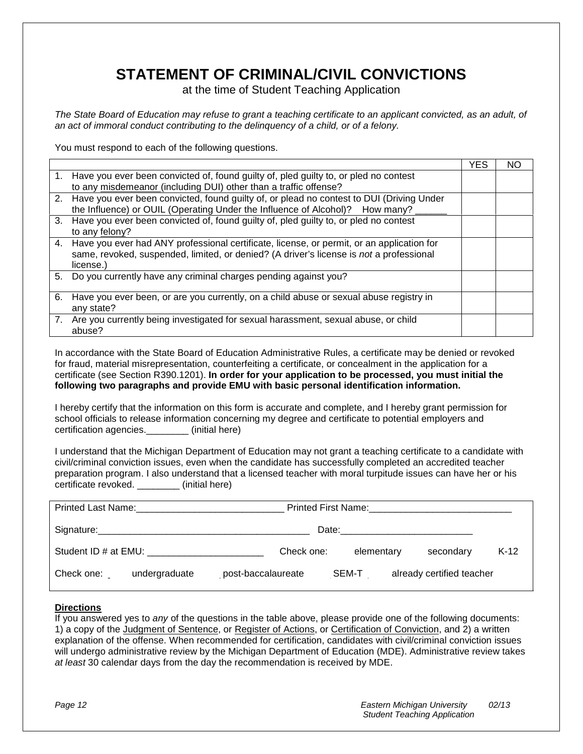# STATEMENT OF CRIMINAL/CIVIL CONVICTIONS

at the time of Student Teaching Application

*The State Board of Education may refuse to grant a teaching certificate to an applicant convicted, as an adult, of an act of immoral conduct contributing to the delinquency of a child, or of a felony.*

You must respond to each of the following questions.

| | YES | NO |
|---|---|---|
| 1. Have you ever been convicted of, found guilty of, pled guilty to, or pled no contest to any misdemeanor (including DUI) other than a traffic offense? | | |
| 2. Have you ever been convicted, found guilty of, or plead no contest to DUI (Driving Under the Influence) or OUIL (Operating Under the Influence of Alcohol)? How many? ______ | | |
| 3. Have you ever been convicted of, found guilty of, pled guilty to, or pled no contest to any felony? | | |
| 4. Have you ever had ANY professional certificate, license, or permit, or an application for same, revoked, suspended, limited, or denied? (A driver's license is *not* a professional license.) | | |
| 5. Do you currently have any criminal charges pending against you? | | |
| 6. Have you ever been, or are you currently, on a child abuse or sexual abuse registry in any state? | | |
| 7. Are you currently being investigated for sexual harassment, sexual abuse, or child abuse? | | |

In accordance with the State Board of Education Administrative Rules, a certificate may be denied or revoked for fraud, material misrepresentation, counterfeiting a certificate, or concealment in the application for a certificate (see Section R390.1201). **In order for your application to be processed, you must initial the following two paragraphs and provide EMU with basic personal identification information.**

I hereby certify that the information on this form is accurate and complete, and I hereby grant permission for school officials to release information concerning my degree and certificate to potential employers and certification agencies.________ (initial here)

I understand that the Michigan Department of Education may not grant a teaching certificate to a candidate with civil/criminal conviction issues, even when the candidate has successfully completed an accredited teacher preparation program. I also understand that a licensed teacher with moral turpitude issues can have her or his certificate revoked. ________ (initial here)

Printed Last Name:____________________________ Printed First Name:___________________________

Signature:_________________________________________ Date:_________________________

Student ID # at EMU: ______________________ Check one: elementary secondary K-12

Check one: undergraduate post-baccalaureate SEM-T already certified teacher

**Directions**

If you answered yes to *any* of the questions in the table above, please provide one of the following documents: 1) a copy of the Judgment of Sentence, or Register of Actions, or Certification of Conviction, and 2) a written explanation of the offense. When recommended for certification, candidates with civil/criminal conviction issues will undergo administrative review by the Michigan Department of Education (MDE). Administrative review takes *at least* 30 calendar days from the day the recommendation is received by MDE.